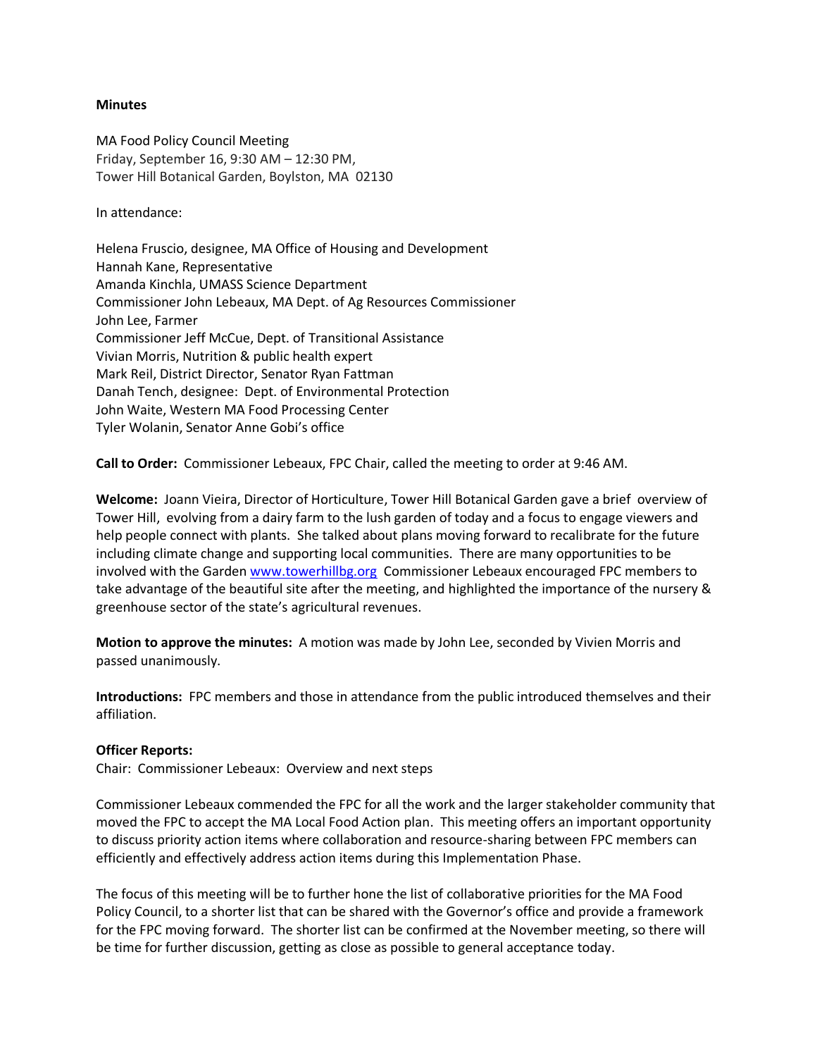**Minutes**

MA Food Policy Council Meeting
Friday, September 16, 9:30 AM – 12:30 PM,
Tower Hill Botanical Garden, Boylston, MA 02130

In attendance:

Helena Fruscio, designee, MA Office of Housing and Development
Hannah Kane, Representative
Amanda Kinchla, UMASS Science Department
Commissioner John Lebeaux, MA Dept. of Ag Resources Commissioner
John Lee, Farmer
Commissioner Jeff McCue, Dept. of Transitional Assistance
Vivian Morris, Nutrition & public health expert
Mark Reil, District Director, Senator Ryan Fattman
Danah Tench, designee: Dept. of Environmental Protection
John Waite, Western MA Food Processing Center
Tyler Wolanin, Senator Anne Gobi's office

**Call to Order:** Commissioner Lebeaux, FPC Chair, called the meeting to order at 9:46 AM.

**Welcome:** Joann Vieira, Director of Horticulture, Tower Hill Botanical Garden gave a brief overview of Tower Hill, evolving from a dairy farm to the lush garden of today and a focus to engage viewers and help people connect with plants. She talked about plans moving forward to recalibrate for the future including climate change and supporting local communities. There are many opportunities to be involved with the Garden www.towerhillbg.org Commissioner Lebeaux encouraged FPC members to take advantage of the beautiful site after the meeting, and highlighted the importance of the nursery & greenhouse sector of the state's agricultural revenues.

**Motion to approve the minutes:** A motion was made by John Lee, seconded by Vivien Morris and passed unanimously.

**Introductions:** FPC members and those in attendance from the public introduced themselves and their affiliation.

**Officer Reports:**

Chair: Commissioner Lebeaux: Overview and next steps

Commissioner Lebeaux commended the FPC for all the work and the larger stakeholder community that moved the FPC to accept the MA Local Food Action plan. This meeting offers an important opportunity to discuss priority action items where collaboration and resource-sharing between FPC members can efficiently and effectively address action items during this Implementation Phase.

The focus of this meeting will be to further hone the list of collaborative priorities for the MA Food Policy Council, to a shorter list that can be shared with the Governor's office and provide a framework for the FPC moving forward. The shorter list can be confirmed at the November meeting, so there will be time for further discussion, getting as close as possible to general acceptance today.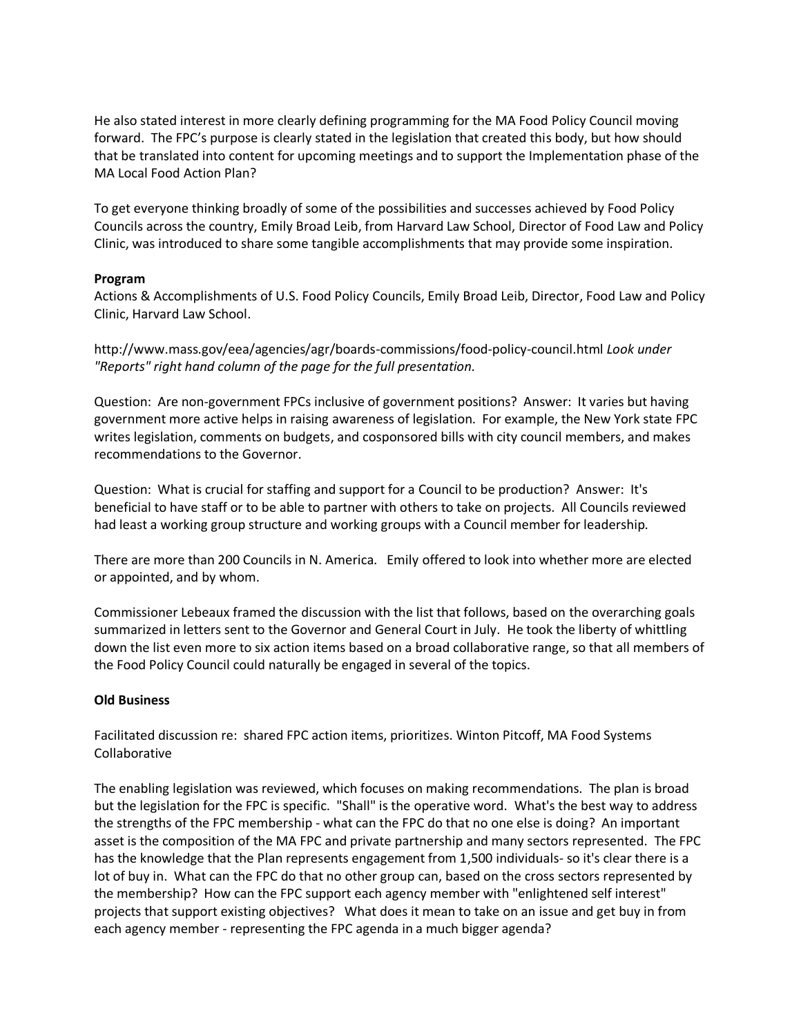He also stated interest in more clearly defining programming for the MA Food Policy Council moving forward. The FPC's purpose is clearly stated in the legislation that created this body, but how should that be translated into content for upcoming meetings and to support the Implementation phase of the MA Local Food Action Plan?

To get everyone thinking broadly of some of the possibilities and successes achieved by Food Policy Councils across the country, Emily Broad Leib, from Harvard Law School, Director of Food Law and Policy Clinic, was introduced to share some tangible accomplishments that may provide some inspiration.

**Program**

Actions & Accomplishments of U.S. Food Policy Councils, Emily Broad Leib, Director, Food Law and Policy Clinic, Harvard Law School.

http://www.mass.gov/eea/agencies/agr/boards-commissions/food-policy-council.html *Look under "Reports" right hand column of the page for the full presentation.*

Question: Are non-government FPCs inclusive of government positions? Answer: It varies but having government more active helps in raising awareness of legislation. For example, the New York state FPC writes legislation, comments on budgets, and cosponsored bills with city council members, and makes recommendations to the Governor.

Question: What is crucial for staffing and support for a Council to be production? Answer: It's beneficial to have staff or to be able to partner with others to take on projects. All Councils reviewed had least a working group structure and working groups with a Council member for leadership.

There are more than 200 Councils in N. America. Emily offered to look into whether more are elected or appointed, and by whom.

Commissioner Lebeaux framed the discussion with the list that follows, based on the overarching goals summarized in letters sent to the Governor and General Court in July. He took the liberty of whittling down the list even more to six action items based on a broad collaborative range, so that all members of the Food Policy Council could naturally be engaged in several of the topics.

**Old Business**

Facilitated discussion re: shared FPC action items, prioritizes. Winton Pitcoff, MA Food Systems Collaborative

The enabling legislation was reviewed, which focuses on making recommendations. The plan is broad but the legislation for the FPC is specific. "Shall" is the operative word. What's the best way to address the strengths of the FPC membership - what can the FPC do that no one else is doing? An important asset is the composition of the MA FPC and private partnership and many sectors represented. The FPC has the knowledge that the Plan represents engagement from 1,500 individuals- so it's clear there is a lot of buy in. What can the FPC do that no other group can, based on the cross sectors represented by the membership? How can the FPC support each agency member with "enlightened self interest" projects that support existing objectives? What does it mean to take on an issue and get buy in from each agency member - representing the FPC agenda in a much bigger agenda?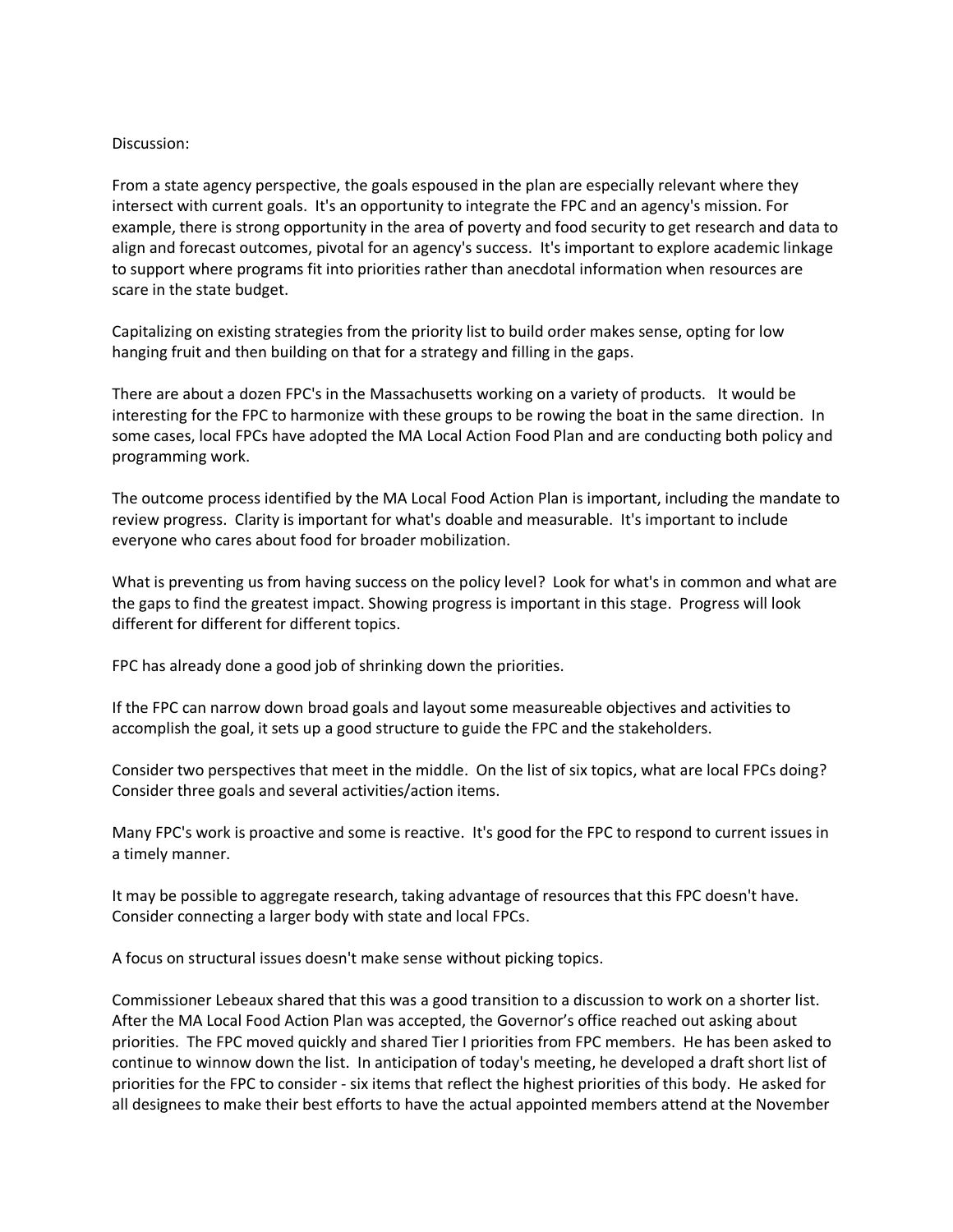Discussion:

From a state agency perspective, the goals espoused in the plan are especially relevant where they intersect with current goals. It's an opportunity to integrate the FPC and an agency's mission. For example, there is strong opportunity in the area of poverty and food security to get research and data to align and forecast outcomes, pivotal for an agency's success. It's important to explore academic linkage to support where programs fit into priorities rather than anecdotal information when resources are scare in the state budget.

Capitalizing on existing strategies from the priority list to build order makes sense, opting for low hanging fruit and then building on that for a strategy and filling in the gaps.

There are about a dozen FPC's in the Massachusetts working on a variety of products. It would be interesting for the FPC to harmonize with these groups to be rowing the boat in the same direction. In some cases, local FPCs have adopted the MA Local Action Food Plan and are conducting both policy and programming work.

The outcome process identified by the MA Local Food Action Plan is important, including the mandate to review progress. Clarity is important for what's doable and measurable. It's important to include everyone who cares about food for broader mobilization.

What is preventing us from having success on the policy level? Look for what's in common and what are the gaps to find the greatest impact. Showing progress is important in this stage. Progress will look different for different for different topics.

FPC has already done a good job of shrinking down the priorities.

If the FPC can narrow down broad goals and layout some measureable objectives and activities to accomplish the goal, it sets up a good structure to guide the FPC and the stakeholders.

Consider two perspectives that meet in the middle. On the list of six topics, what are local FPCs doing? Consider three goals and several activities/action items.

Many FPC's work is proactive and some is reactive. It's good for the FPC to respond to current issues in a timely manner.

It may be possible to aggregate research, taking advantage of resources that this FPC doesn't have. Consider connecting a larger body with state and local FPCs.

A focus on structural issues doesn't make sense without picking topics.

Commissioner Lebeaux shared that this was a good transition to a discussion to work on a shorter list. After the MA Local Food Action Plan was accepted, the Governor's office reached out asking about priorities. The FPC moved quickly and shared Tier I priorities from FPC members. He has been asked to continue to winnow down the list. In anticipation of today's meeting, he developed a draft short list of priorities for the FPC to consider - six items that reflect the highest priorities of this body. He asked for all designees to make their best efforts to have the actual appointed members attend at the November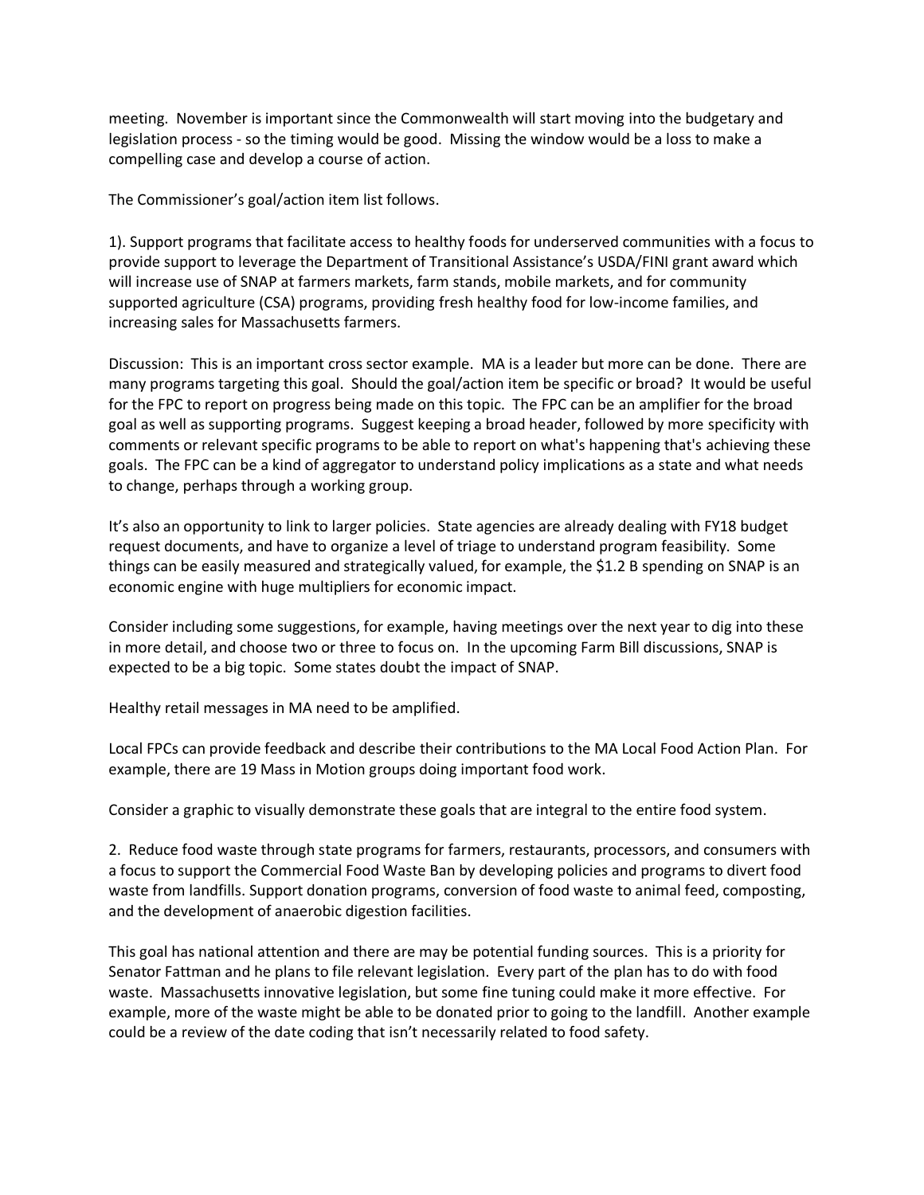meeting. November is important since the Commonwealth will start moving into the budgetary and legislation process - so the timing would be good. Missing the window would be a loss to make a compelling case and develop a course of action.

The Commissioner's goal/action item list follows.

1). Support programs that facilitate access to healthy foods for underserved communities with a focus to provide support to leverage the Department of Transitional Assistance's USDA/FINI grant award which will increase use of SNAP at farmers markets, farm stands, mobile markets, and for community supported agriculture (CSA) programs, providing fresh healthy food for low-income families, and increasing sales for Massachusetts farmers.

Discussion: This is an important cross sector example. MA is a leader but more can be done. There are many programs targeting this goal. Should the goal/action item be specific or broad? It would be useful for the FPC to report on progress being made on this topic. The FPC can be an amplifier for the broad goal as well as supporting programs. Suggest keeping a broad header, followed by more specificity with comments or relevant specific programs to be able to report on what's happening that's achieving these goals. The FPC can be a kind of aggregator to understand policy implications as a state and what needs to change, perhaps through a working group.

It's also an opportunity to link to larger policies. State agencies are already dealing with FY18 budget request documents, and have to organize a level of triage to understand program feasibility. Some things can be easily measured and strategically valued, for example, the $1.2 B spending on SNAP is an economic engine with huge multipliers for economic impact.

Consider including some suggestions, for example, having meetings over the next year to dig into these in more detail, and choose two or three to focus on. In the upcoming Farm Bill discussions, SNAP is expected to be a big topic. Some states doubt the impact of SNAP.

Healthy retail messages in MA need to be amplified.

Local FPCs can provide feedback and describe their contributions to the MA Local Food Action Plan. For example, there are 19 Mass in Motion groups doing important food work.

Consider a graphic to visually demonstrate these goals that are integral to the entire food system.

2. Reduce food waste through state programs for farmers, restaurants, processors, and consumers with a focus to support the Commercial Food Waste Ban by developing policies and programs to divert food waste from landfills. Support donation programs, conversion of food waste to animal feed, composting, and the development of anaerobic digestion facilities.

This goal has national attention and there are may be potential funding sources. This is a priority for Senator Fattman and he plans to file relevant legislation. Every part of the plan has to do with food waste. Massachusetts innovative legislation, but some fine tuning could make it more effective. For example, more of the waste might be able to be donated prior to going to the landfill. Another example could be a review of the date coding that isn't necessarily related to food safety.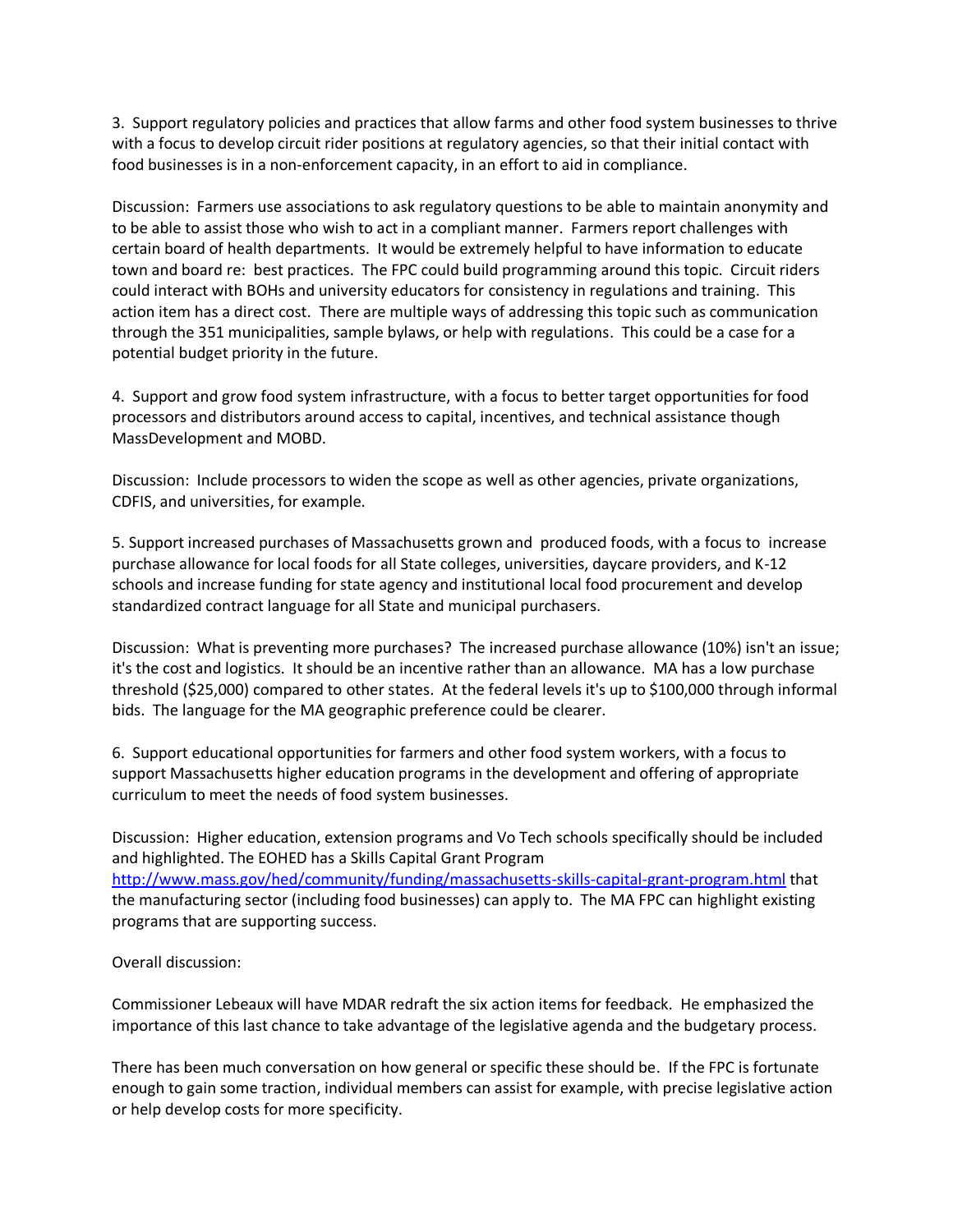3. Support regulatory policies and practices that allow farms and other food system businesses to thrive with a focus to develop circuit rider positions at regulatory agencies, so that their initial contact with food businesses is in a non-enforcement capacity, in an effort to aid in compliance.

Discussion: Farmers use associations to ask regulatory questions to be able to maintain anonymity and to be able to assist those who wish to act in a compliant manner. Farmers report challenges with certain board of health departments. It would be extremely helpful to have information to educate town and board re: best practices. The FPC could build programming around this topic. Circuit riders could interact with BOHs and university educators for consistency in regulations and training. This action item has a direct cost. There are multiple ways of addressing this topic such as communication through the 351 municipalities, sample bylaws, or help with regulations. This could be a case for a potential budget priority in the future.

4. Support and grow food system infrastructure, with a focus to better target opportunities for food processors and distributors around access to capital, incentives, and technical assistance though MassDevelopment and MOBD.

Discussion: Include processors to widen the scope as well as other agencies, private organizations, CDFIS, and universities, for example.

5. Support increased purchases of Massachusetts grown and produced foods, with a focus to increase purchase allowance for local foods for all State colleges, universities, daycare providers, and K-12 schools and increase funding for state agency and institutional local food procurement and develop standardized contract language for all State and municipal purchasers.

Discussion: What is preventing more purchases? The increased purchase allowance (10%) isn't an issue; it's the cost and logistics. It should be an incentive rather than an allowance. MA has a low purchase threshold ($25,000) compared to other states. At the federal levels it's up to $100,000 through informal bids. The language for the MA geographic preference could be clearer.

6. Support educational opportunities for farmers and other food system workers, with a focus to support Massachusetts higher education programs in the development and offering of appropriate curriculum to meet the needs of food system businesses.

Discussion: Higher education, extension programs and Vo Tech schools specifically should be included and highlighted. The EOHED has a Skills Capital Grant Program http://www.mass.gov/hed/community/funding/massachusetts-skills-capital-grant-program.html that the manufacturing sector (including food businesses) can apply to. The MA FPC can highlight existing programs that are supporting success.

Overall discussion:

Commissioner Lebeaux will have MDAR redraft the six action items for feedback. He emphasized the importance of this last chance to take advantage of the legislative agenda and the budgetary process.

There has been much conversation on how general or specific these should be. If the FPC is fortunate enough to gain some traction, individual members can assist for example, with precise legislative action or help develop costs for more specificity.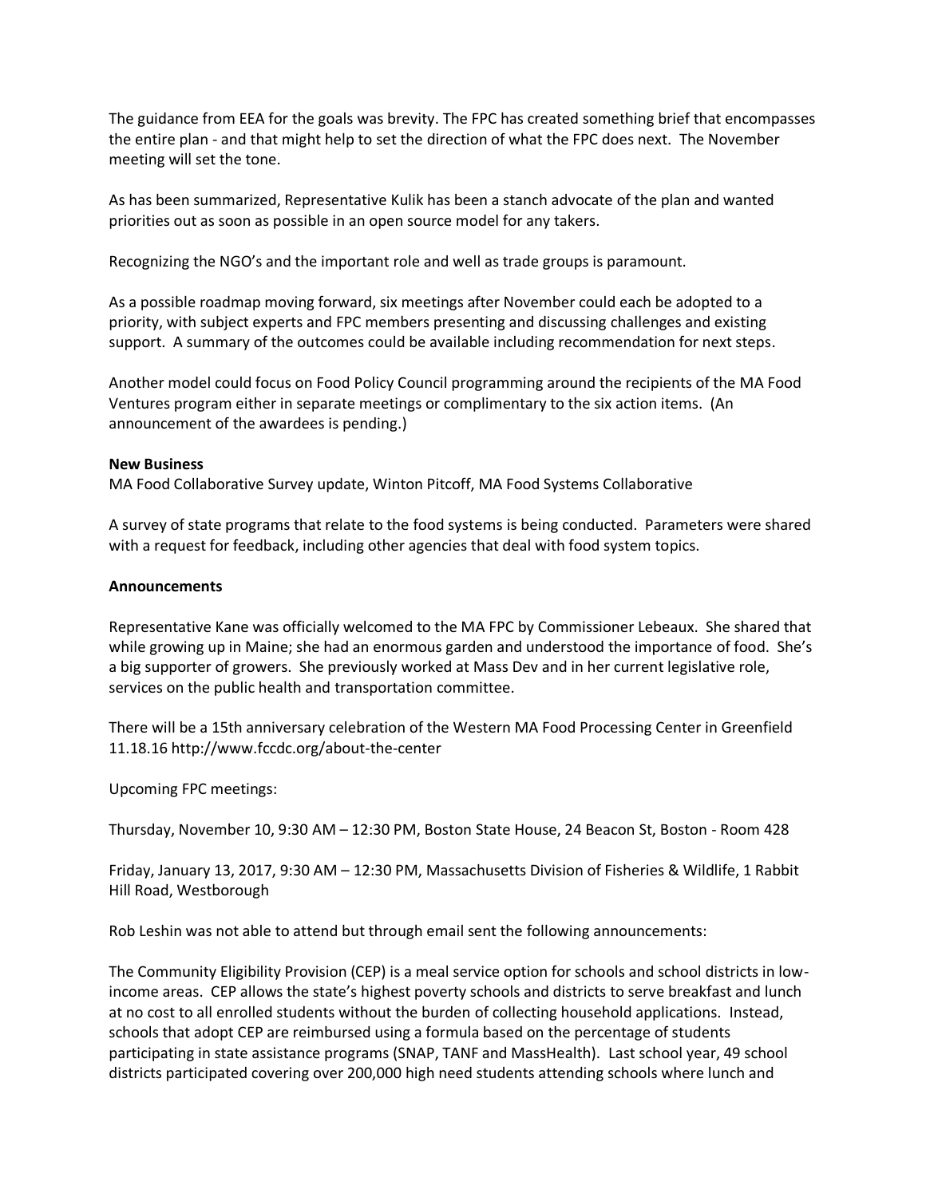The guidance from EEA for the goals was brevity. The FPC has created something brief that encompasses the entire plan - and that might help to set the direction of what the FPC does next. The November meeting will set the tone.

As has been summarized, Representative Kulik has been a stanch advocate of the plan and wanted priorities out as soon as possible in an open source model for any takers.

Recognizing the NGO's and the important role and well as trade groups is paramount.

As a possible roadmap moving forward, six meetings after November could each be adopted to a priority, with subject experts and FPC members presenting and discussing challenges and existing support. A summary of the outcomes could be available including recommendation for next steps.

Another model could focus on Food Policy Council programming around the recipients of the MA Food Ventures program either in separate meetings or complimentary to the six action items. (An announcement of the awardees is pending.)

**New Business**

MA Food Collaborative Survey update, Winton Pitcoff, MA Food Systems Collaborative

A survey of state programs that relate to the food systems is being conducted. Parameters were shared with a request for feedback, including other agencies that deal with food system topics.

**Announcements**

Representative Kane was officially welcomed to the MA FPC by Commissioner Lebeaux. She shared that while growing up in Maine; she had an enormous garden and understood the importance of food. She's a big supporter of growers. She previously worked at Mass Dev and in her current legislative role, services on the public health and transportation committee.

There will be a 15th anniversary celebration of the Western MA Food Processing Center in Greenfield 11.18.16 http://www.fccdc.org/about-the-center

Upcoming FPC meetings:

Thursday, November 10, 9:30 AM – 12:30 PM, Boston State House, 24 Beacon St, Boston - Room 428

Friday, January 13, 2017, 9:30 AM – 12:30 PM, Massachusetts Division of Fisheries & Wildlife, 1 Rabbit Hill Road, Westborough

Rob Leshin was not able to attend but through email sent the following announcements:

The Community Eligibility Provision (CEP) is a meal service option for schools and school districts in low-income areas. CEP allows the state's highest poverty schools and districts to serve breakfast and lunch at no cost to all enrolled students without the burden of collecting household applications. Instead, schools that adopt CEP are reimbursed using a formula based on the percentage of students participating in state assistance programs (SNAP, TANF and MassHealth). Last school year, 49 school districts participated covering over 200,000 high need students attending schools where lunch and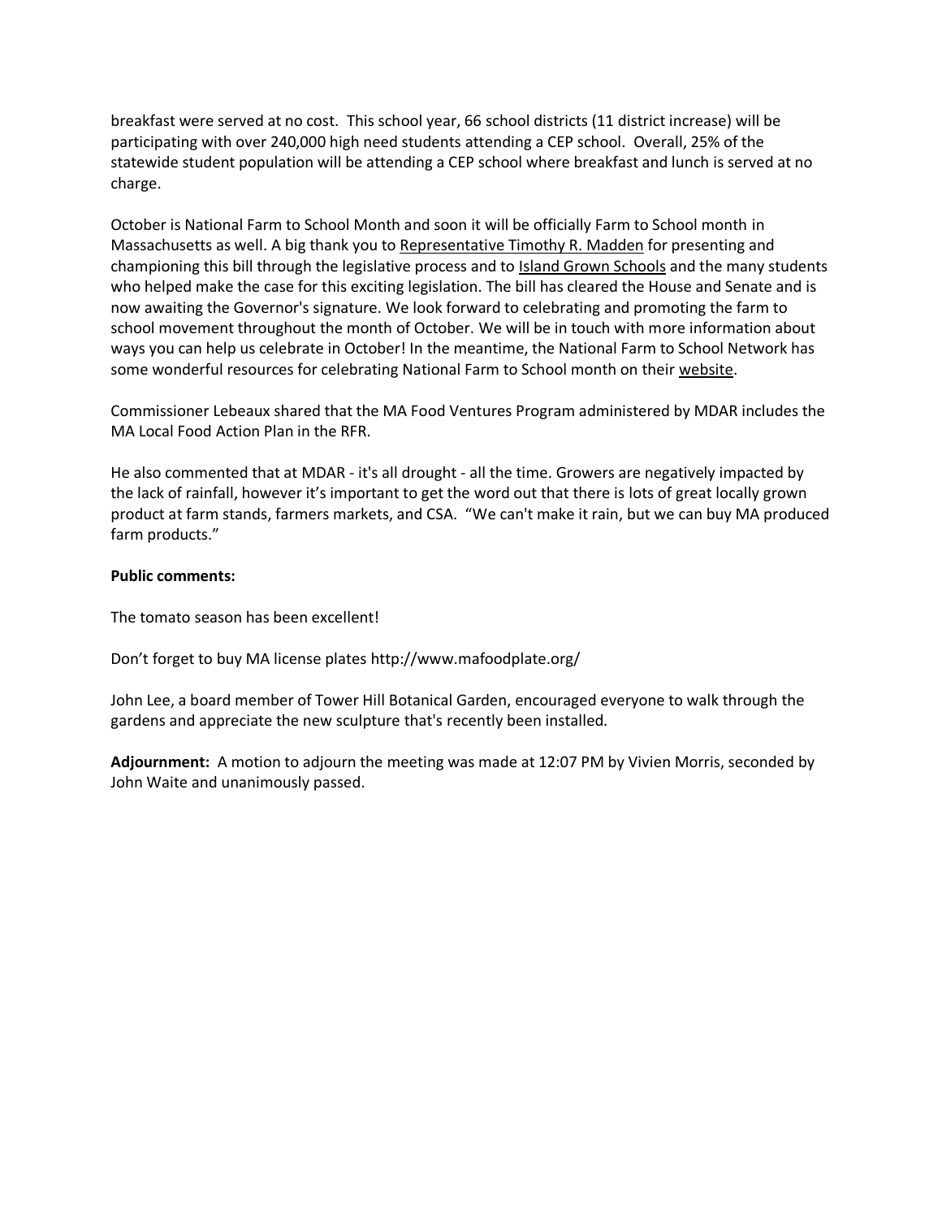breakfast were served at no cost. This school year, 66 school districts (11 district increase) will be participating with over 240,000 high need students attending a CEP school. Overall, 25% of the statewide student population will be attending a CEP school where breakfast and lunch is served at no charge.

October is National Farm to School Month and soon it will be officially Farm to School month in Massachusetts as well. A big thank you to Representative Timothy R. Madden for presenting and championing this bill through the legislative process and to Island Grown Schools and the many students who helped make the case for this exciting legislation. The bill has cleared the House and Senate and is now awaiting the Governor's signature. We look forward to celebrating and promoting the farm to school movement throughout the month of October. We will be in touch with more information about ways you can help us celebrate in October! In the meantime, the National Farm to School Network has some wonderful resources for celebrating National Farm to School month on their website.

Commissioner Lebeaux shared that the MA Food Ventures Program administered by MDAR includes the MA Local Food Action Plan in the RFR.

He also commented that at MDAR - it's all drought - all the time. Growers are negatively impacted by the lack of rainfall, however it's important to get the word out that there is lots of great locally grown product at farm stands, farmers markets, and CSA. "We can't make it rain, but we can buy MA produced farm products."

**Public comments:**

The tomato season has been excellent!

Don't forget to buy MA license plates http://www.mafoodplate.org/

John Lee, a board member of Tower Hill Botanical Garden, encouraged everyone to walk through the gardens and appreciate the new sculpture that's recently been installed.

**Adjournment:** A motion to adjourn the meeting was made at 12:07 PM by Vivien Morris, seconded by John Waite and unanimously passed.